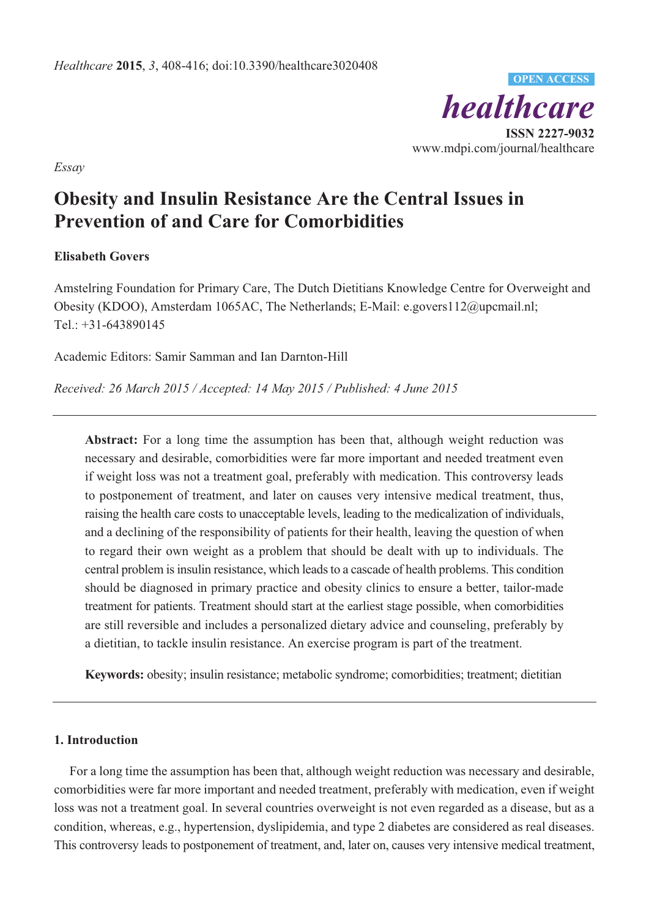*Essay*

# Obesity and Insulin Resistance Are the Central Issues in Prevention of and Care for Comorbidities

**Elisabeth Govers**

Amstelring Foundation for Primary Care, The Dutch Dietitians Knowledge Centre for Overweight and Obesity (KDOO), Amsterdam 1065AC, The Netherlands; E-Mail: e.govers112@upcmail.nl; Tel.: +31-643890145

Academic Editors: Samir Samman and Ian Darnton-Hill

*Received: 26 March 2015 / Accepted: 14 May 2015 / Published: 4 June 2015*

---

**Abstract:** For a long time the assumption has been that, although weight reduction was necessary and desirable, comorbidities were far more important and needed treatment even if weight loss was not a treatment goal, preferably with medication. This controversy leads to postponement of treatment, and later on causes very intensive medical treatment, thus, raising the health care costs to unacceptable levels, leading to the medicalization of individuals, and a declining of the responsibility of patients for their health, leaving the question of when to regard their own weight as a problem that should be dealt with up to individuals. The central problem is insulin resistance, which leads to a cascade of health problems. This condition should be diagnosed in primary practice and obesity clinics to ensure a better, tailor-made treatment for patients. Treatment should start at the earliest stage possible, when comorbidities are still reversible and includes a personalized dietary advice and counseling, preferably by a dietitian, to tackle insulin resistance. An exercise program is part of the treatment.

**Keywords:** obesity; insulin resistance; metabolic syndrome; comorbidities; treatment; dietitian

---

## 1. Introduction

For a long time the assumption has been that, although weight reduction was necessary and desirable, comorbidities were far more important and needed treatment, preferably with medication, even if weight loss was not a treatment goal. In several countries overweight is not even regarded as a disease, but as a condition, whereas, e.g., hypertension, dyslipidemia, and type 2 diabetes are considered as real diseases. This controversy leads to postponement of treatment, and, later on, causes very intensive medical treatment,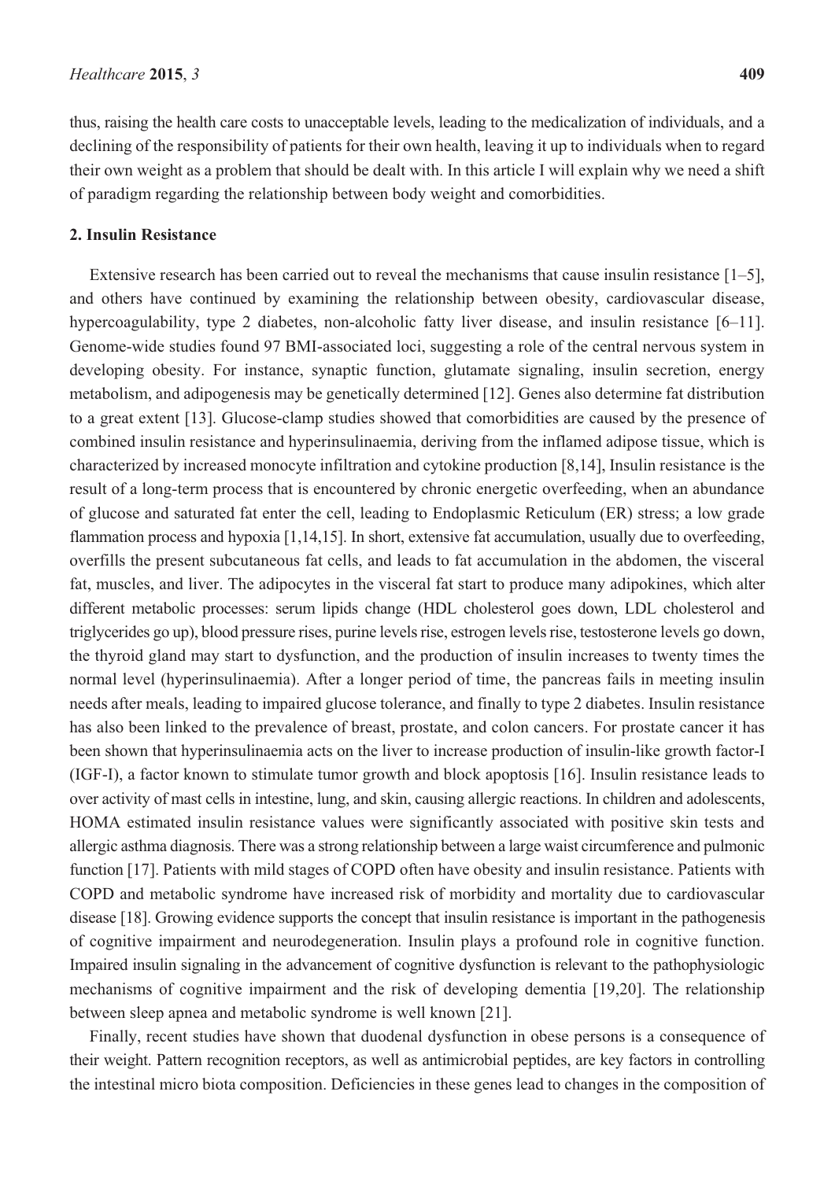thus, raising the health care costs to unacceptable levels, leading to the medicalization of individuals, and a declining of the responsibility of patients for their own health, leaving it up to individuals when to regard their own weight as a problem that should be dealt with. In this article I will explain why we need a shift of paradigm regarding the relationship between body weight and comorbidities.

## 2. Insulin Resistance

Extensive research has been carried out to reveal the mechanisms that cause insulin resistance [1–5], and others have continued by examining the relationship between obesity, cardiovascular disease, hypercoagulability, type 2 diabetes, non-alcoholic fatty liver disease, and insulin resistance [6–11]. Genome-wide studies found 97 BMI-associated loci, suggesting a role of the central nervous system in developing obesity. For instance, synaptic function, glutamate signaling, insulin secretion, energy metabolism, and adipogenesis may be genetically determined [12]. Genes also determine fat distribution to a great extent [13]. Glucose-clamp studies showed that comorbidities are caused by the presence of combined insulin resistance and hyperinsulinaemia, deriving from the inflamed adipose tissue, which is characterized by increased monocyte infiltration and cytokine production [8,14], Insulin resistance is the result of a long-term process that is encountered by chronic energetic overfeeding, when an abundance of glucose and saturated fat enter the cell, leading to Endoplasmic Reticulum (ER) stress; a low grade flammation process and hypoxia [1,14,15]. In short, extensive fat accumulation, usually due to overfeeding, overfills the present subcutaneous fat cells, and leads to fat accumulation in the abdomen, the visceral fat, muscles, and liver. The adipocytes in the visceral fat start to produce many adipokines, which alter different metabolic processes: serum lipids change (HDL cholesterol goes down, LDL cholesterol and triglycerides go up), blood pressure rises, purine levels rise, estrogen levels rise, testosterone levels go down, the thyroid gland may start to dysfunction, and the production of insulin increases to twenty times the normal level (hyperinsulinaemia). After a longer period of time, the pancreas fails in meeting insulin needs after meals, leading to impaired glucose tolerance, and finally to type 2 diabetes. Insulin resistance has also been linked to the prevalence of breast, prostate, and colon cancers. For prostate cancer it has been shown that hyperinsulinaemia acts on the liver to increase production of insulin-like growth factor-I (IGF-I), a factor known to stimulate tumor growth and block apoptosis [16]. Insulin resistance leads to over activity of mast cells in intestine, lung, and skin, causing allergic reactions. In children and adolescents, HOMA estimated insulin resistance values were significantly associated with positive skin tests and allergic asthma diagnosis. There was a strong relationship between a large waist circumference and pulmonic function [17]. Patients with mild stages of COPD often have obesity and insulin resistance. Patients with COPD and metabolic syndrome have increased risk of morbidity and mortality due to cardiovascular disease [18]. Growing evidence supports the concept that insulin resistance is important in the pathogenesis of cognitive impairment and neurodegeneration. Insulin plays a profound role in cognitive function. Impaired insulin signaling in the advancement of cognitive dysfunction is relevant to the pathophysiologic mechanisms of cognitive impairment and the risk of developing dementia [19,20]. The relationship between sleep apnea and metabolic syndrome is well known [21].

Finally, recent studies have shown that duodenal dysfunction in obese persons is a consequence of their weight. Pattern recognition receptors, as well as antimicrobial peptides, are key factors in controlling the intestinal micro biota composition. Deficiencies in these genes lead to changes in the composition of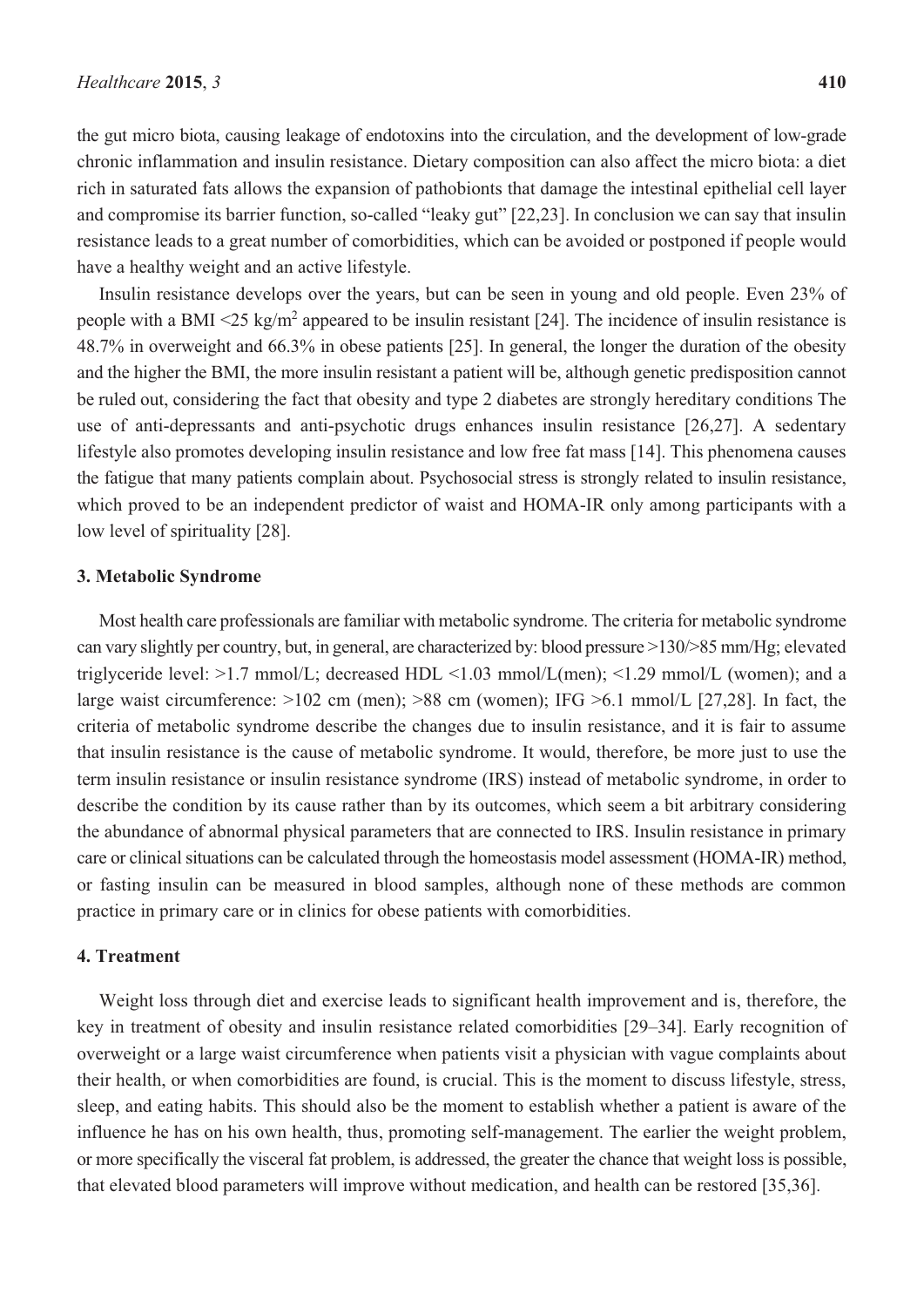the gut micro biota, causing leakage of endotoxins into the circulation, and the development of low-grade chronic inflammation and insulin resistance. Dietary composition can also affect the micro biota: a diet rich in saturated fats allows the expansion of pathobionts that damage the intestinal epithelial cell layer and compromise its barrier function, so-called "leaky gut" [22,23]. In conclusion we can say that insulin resistance leads to a great number of comorbidities, which can be avoided or postponed if people would have a healthy weight and an active lifestyle.

Insulin resistance develops over the years, but can be seen in young and old people. Even 23% of people with a BMI <25 kg/m$^2$ appeared to be insulin resistant [24]. The incidence of insulin resistance is 48.7% in overweight and 66.3% in obese patients [25]. In general, the longer the duration of the obesity and the higher the BMI, the more insulin resistant a patient will be, although genetic predisposition cannot be ruled out, considering the fact that obesity and type 2 diabetes are strongly hereditary conditions The use of anti-depressants and anti-psychotic drugs enhances insulin resistance [26,27]. A sedentary lifestyle also promotes developing insulin resistance and low free fat mass [14]. This phenomena causes the fatigue that many patients complain about. Psychosocial stress is strongly related to insulin resistance, which proved to be an independent predictor of waist and HOMA-IR only among participants with a low level of spirituality [28].

## 3. Metabolic Syndrome

Most health care professionals are familiar with metabolic syndrome. The criteria for metabolic syndrome can vary slightly per country, but, in general, are characterized by: blood pressure >130/>85 mm/Hg; elevated triglyceride level: >1.7 mmol/L; decreased HDL <1.03 mmol/L(men); <1.29 mmol/L (women); and a large waist circumference: >102 cm (men); >88 cm (women); IFG >6.1 mmol/L [27,28]. In fact, the criteria of metabolic syndrome describe the changes due to insulin resistance, and it is fair to assume that insulin resistance is the cause of metabolic syndrome. It would, therefore, be more just to use the term insulin resistance or insulin resistance syndrome (IRS) instead of metabolic syndrome, in order to describe the condition by its cause rather than by its outcomes, which seem a bit arbitrary considering the abundance of abnormal physical parameters that are connected to IRS. Insulin resistance in primary care or clinical situations can be calculated through the homeostasis model assessment (HOMA-IR) method, or fasting insulin can be measured in blood samples, although none of these methods are common practice in primary care or in clinics for obese patients with comorbidities.

## 4. Treatment

Weight loss through diet and exercise leads to significant health improvement and is, therefore, the key in treatment of obesity and insulin resistance related comorbidities [29–34]. Early recognition of overweight or a large waist circumference when patients visit a physician with vague complaints about their health, or when comorbidities are found, is crucial. This is the moment to discuss lifestyle, stress, sleep, and eating habits. This should also be the moment to establish whether a patient is aware of the influence he has on his own health, thus, promoting self-management. The earlier the weight problem, or more specifically the visceral fat problem, is addressed, the greater the chance that weight loss is possible, that elevated blood parameters will improve without medication, and health can be restored [35,36].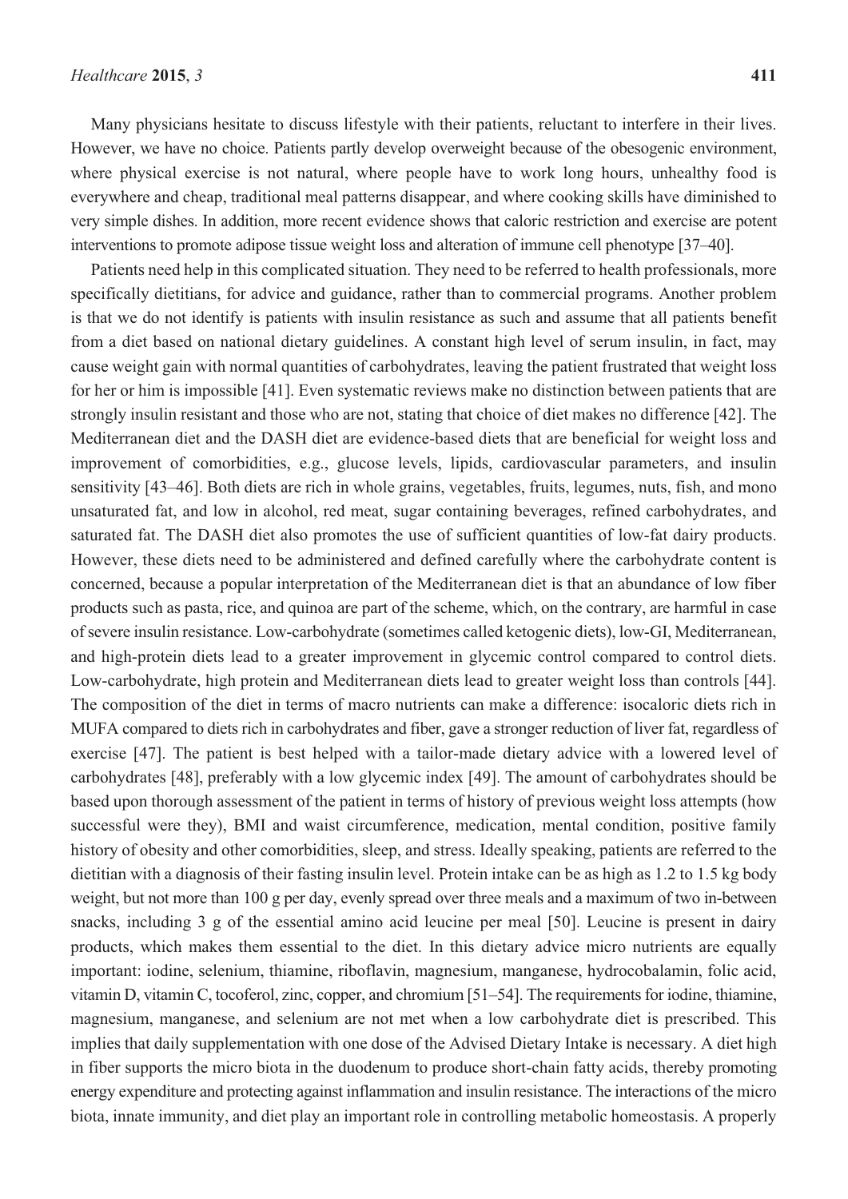Many physicians hesitate to discuss lifestyle with their patients, reluctant to interfere in their lives. However, we have no choice. Patients partly develop overweight because of the obesogenic environment, where physical exercise is not natural, where people have to work long hours, unhealthy food is everywhere and cheap, traditional meal patterns disappear, and where cooking skills have diminished to very simple dishes. In addition, more recent evidence shows that caloric restriction and exercise are potent interventions to promote adipose tissue weight loss and alteration of immune cell phenotype [37–40].

Patients need help in this complicated situation. They need to be referred to health professionals, more specifically dietitians, for advice and guidance, rather than to commercial programs. Another problem is that we do not identify is patients with insulin resistance as such and assume that all patients benefit from a diet based on national dietary guidelines. A constant high level of serum insulin, in fact, may cause weight gain with normal quantities of carbohydrates, leaving the patient frustrated that weight loss for her or him is impossible [41]. Even systematic reviews make no distinction between patients that are strongly insulin resistant and those who are not, stating that choice of diet makes no difference [42]. The Mediterranean diet and the DASH diet are evidence-based diets that are beneficial for weight loss and improvement of comorbidities, e.g., glucose levels, lipids, cardiovascular parameters, and insulin sensitivity [43–46]. Both diets are rich in whole grains, vegetables, fruits, legumes, nuts, fish, and mono unsaturated fat, and low in alcohol, red meat, sugar containing beverages, refined carbohydrates, and saturated fat. The DASH diet also promotes the use of sufficient quantities of low-fat dairy products. However, these diets need to be administered and defined carefully where the carbohydrate content is concerned, because a popular interpretation of the Mediterranean diet is that an abundance of low fiber products such as pasta, rice, and quinoa are part of the scheme, which, on the contrary, are harmful in case of severe insulin resistance. Low-carbohydrate (sometimes called ketogenic diets), low-GI, Mediterranean, and high-protein diets lead to a greater improvement in glycemic control compared to control diets. Low-carbohydrate, high protein and Mediterranean diets lead to greater weight loss than controls [44]. The composition of the diet in terms of macro nutrients can make a difference: isocaloric diets rich in MUFA compared to diets rich in carbohydrates and fiber, gave a stronger reduction of liver fat, regardless of exercise [47]. The patient is best helped with a tailor-made dietary advice with a lowered level of carbohydrates [48], preferably with a low glycemic index [49]. The amount of carbohydrates should be based upon thorough assessment of the patient in terms of history of previous weight loss attempts (how successful were they), BMI and waist circumference, medication, mental condition, positive family history of obesity and other comorbidities, sleep, and stress. Ideally speaking, patients are referred to the dietitian with a diagnosis of their fasting insulin level. Protein intake can be as high as 1.2 to 1.5 kg body weight, but not more than 100 g per day, evenly spread over three meals and a maximum of two in-between snacks, including 3 g of the essential amino acid leucine per meal [50]. Leucine is present in dairy products, which makes them essential to the diet. In this dietary advice micro nutrients are equally important: iodine, selenium, thiamine, riboflavin, magnesium, manganese, hydrocobalamin, folic acid, vitamin D, vitamin C, tocoferol, zinc, copper, and chromium [51–54]. The requirements for iodine, thiamine, magnesium, manganese, and selenium are not met when a low carbohydrate diet is prescribed. This implies that daily supplementation with one dose of the Advised Dietary Intake is necessary. A diet high in fiber supports the micro biota in the duodenum to produce short-chain fatty acids, thereby promoting energy expenditure and protecting against inflammation and insulin resistance. The interactions of the micro biota, innate immunity, and diet play an important role in controlling metabolic homeostasis. A properly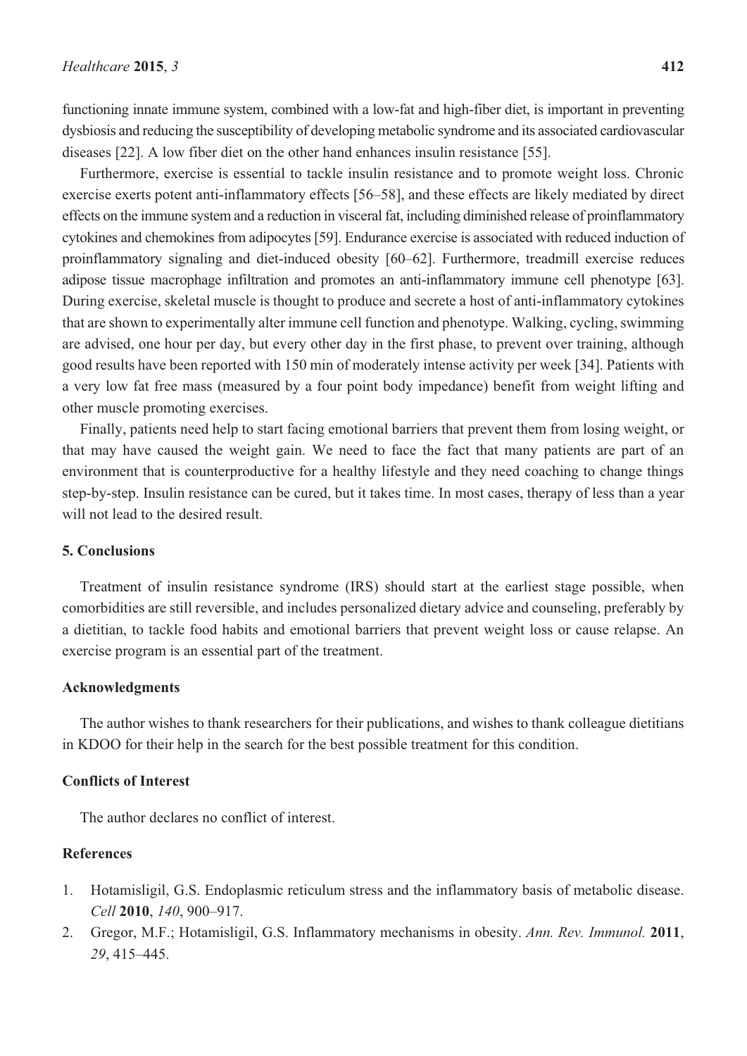functioning innate immune system, combined with a low-fat and high-fiber diet, is important in preventing dysbiosis and reducing the susceptibility of developing metabolic syndrome and its associated cardiovascular diseases [22]. A low fiber diet on the other hand enhances insulin resistance [55].

Furthermore, exercise is essential to tackle insulin resistance and to promote weight loss. Chronic exercise exerts potent anti-inflammatory effects [56–58], and these effects are likely mediated by direct effects on the immune system and a reduction in visceral fat, including diminished release of proinflammatory cytokines and chemokines from adipocytes [59]. Endurance exercise is associated with reduced induction of proinflammatory signaling and diet-induced obesity [60–62]. Furthermore, treadmill exercise reduces adipose tissue macrophage infiltration and promotes an anti-inflammatory immune cell phenotype [63]. During exercise, skeletal muscle is thought to produce and secrete a host of anti-inflammatory cytokines that are shown to experimentally alter immune cell function and phenotype. Walking, cycling, swimming are advised, one hour per day, but every other day in the first phase, to prevent over training, although good results have been reported with 150 min of moderately intense activity per week [34]. Patients with a very low fat free mass (measured by a four point body impedance) benefit from weight lifting and other muscle promoting exercises.

Finally, patients need help to start facing emotional barriers that prevent them from losing weight, or that may have caused the weight gain. We need to face the fact that many patients are part of an environment that is counterproductive for a healthy lifestyle and they need coaching to change things step-by-step. Insulin resistance can be cured, but it takes time. In most cases, therapy of less than a year will not lead to the desired result.

## 5. Conclusions

Treatment of insulin resistance syndrome (IRS) should start at the earliest stage possible, when comorbidities are still reversible, and includes personalized dietary advice and counseling, preferably by a dietitian, to tackle food habits and emotional barriers that prevent weight loss or cause relapse. An exercise program is an essential part of the treatment.

## Acknowledgments

The author wishes to thank researchers for their publications, and wishes to thank colleague dietitians in KDOO for their help in the search for the best possible treatment for this condition.

## Conflicts of Interest

The author declares no conflict of interest.

## References

1. Hotamisligil, G.S. Endoplasmic reticulum stress and the inflammatory basis of metabolic disease. *Cell* **2010**, *140*, 900–917.
2. Gregor, M.F.; Hotamisligil, G.S. Inflammatory mechanisms in obesity. *Ann. Rev. Immunol.* **2011**, *29*, 415–445.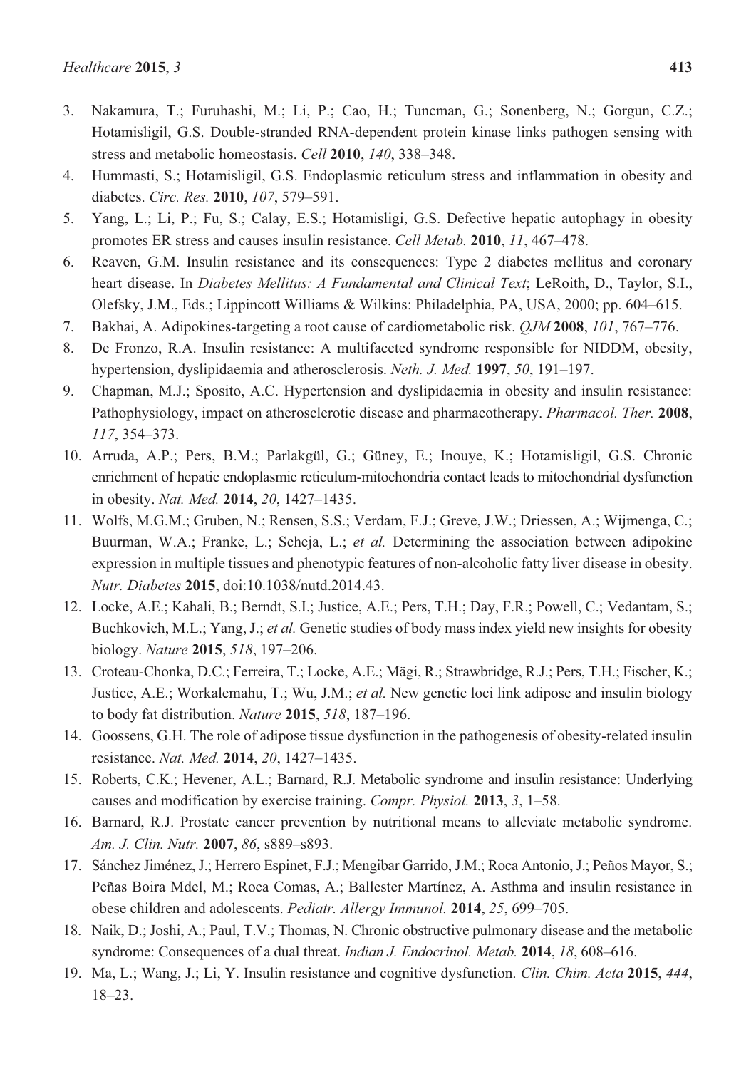3. Nakamura, T.; Furuhashi, M.; Li, P.; Cao, H.; Tuncman, G.; Sonenberg, N.; Gorgun, C.Z.; Hotamisligil, G.S. Double-stranded RNA-dependent protein kinase links pathogen sensing with stress and metabolic homeostasis. *Cell* **2010**, *140*, 338–348.
4. Hummasti, S.; Hotamisligil, G.S. Endoplasmic reticulum stress and inflammation in obesity and diabetes. *Circ. Res.* **2010**, *107*, 579–591.
5. Yang, L.; Li, P.; Fu, S.; Calay, E.S.; Hotamisligi, G.S. Defective hepatic autophagy in obesity promotes ER stress and causes insulin resistance. *Cell Metab.* **2010**, *11*, 467–478.
6. Reaven, G.M. Insulin resistance and its consequences: Type 2 diabetes mellitus and coronary heart disease. In *Diabetes Mellitus: A Fundamental and Clinical Text*; LeRoith, D., Taylor, S.I., Olefsky, J.M., Eds.; Lippincott Williams & Wilkins: Philadelphia, PA, USA, 2000; pp. 604–615.
7. Bakhai, A. Adipokines-targeting a root cause of cardiometabolic risk. *QJM* **2008**, *101*, 767–776.
8. De Fronzo, R.A. Insulin resistance: A multifaceted syndrome responsible for NIDDM, obesity, hypertension, dyslipidaemia and atherosclerosis. *Neth. J. Med.* **1997**, *50*, 191–197.
9. Chapman, M.J.; Sposito, A.C. Hypertension and dyslipidaemia in obesity and insulin resistance: Pathophysiology, impact on atherosclerotic disease and pharmacotherapy. *Pharmacol. Ther.* **2008**, *117*, 354–373.
10. Arruda, A.P.; Pers, B.M.; Parlakgül, G.; Güney, E.; Inouye, K.; Hotamisligil, G.S. Chronic enrichment of hepatic endoplasmic reticulum-mitochondria contact leads to mitochondrial dysfunction in obesity. *Nat. Med.* **2014**, *20*, 1427–1435.
11. Wolfs, M.G.M.; Gruben, N.; Rensen, S.S.; Verdam, F.J.; Greve, J.W.; Driessen, A.; Wijmenga, C.; Buurman, W.A.; Franke, L.; Scheja, L.; *et al.* Determining the association between adipokine expression in multiple tissues and phenotypic features of non-alcoholic fatty liver disease in obesity. *Nutr. Diabetes* **2015**, doi:10.1038/nutd.2014.43.
12. Locke, A.E.; Kahali, B.; Berndt, S.I.; Justice, A.E.; Pers, T.H.; Day, F.R.; Powell, C.; Vedantam, S.; Buchkovich, M.L.; Yang, J.; *et al.* Genetic studies of body mass index yield new insights for obesity biology. *Nature* **2015**, *518*, 197–206.
13. Croteau-Chonka, D.C.; Ferreira, T.; Locke, A.E.; Mägi, R.; Strawbridge, R.J.; Pers, T.H.; Fischer, K.; Justice, A.E.; Workalemahu, T.; Wu, J.M.; *et al.* New genetic loci link adipose and insulin biology to body fat distribution. *Nature* **2015**, *518*, 187–196.
14. Goossens, G.H. The role of adipose tissue dysfunction in the pathogenesis of obesity-related insulin resistance. *Nat. Med.* **2014**, *20*, 1427–1435.
15. Roberts, C.K.; Hevener, A.L.; Barnard, R.J. Metabolic syndrome and insulin resistance: Underlying causes and modification by exercise training. *Compr. Physiol.* **2013**, *3*, 1–58.
16. Barnard, R.J. Prostate cancer prevention by nutritional means to alleviate metabolic syndrome. *Am. J. Clin. Nutr.* **2007**, *86*, s889–s893.
17. Sánchez Jiménez, J.; Herrero Espinet, F.J.; Mengibar Garrido, J.M.; Roca Antonio, J.; Peños Mayor, S.; Peñas Boira Mdel, M.; Roca Comas, A.; Ballester Martínez, A. Asthma and insulin resistance in obese children and adolescents. *Pediatr. Allergy Immunol.* **2014**, *25*, 699–705.
18. Naik, D.; Joshi, A.; Paul, T.V.; Thomas, N. Chronic obstructive pulmonary disease and the metabolic syndrome: Consequences of a dual threat. *Indian J. Endocrinol. Metab.* **2014**, *18*, 608–616.
19. Ma, L.; Wang, J.; Li, Y. Insulin resistance and cognitive dysfunction. *Clin. Chim. Acta* **2015**, *444*, 18–23.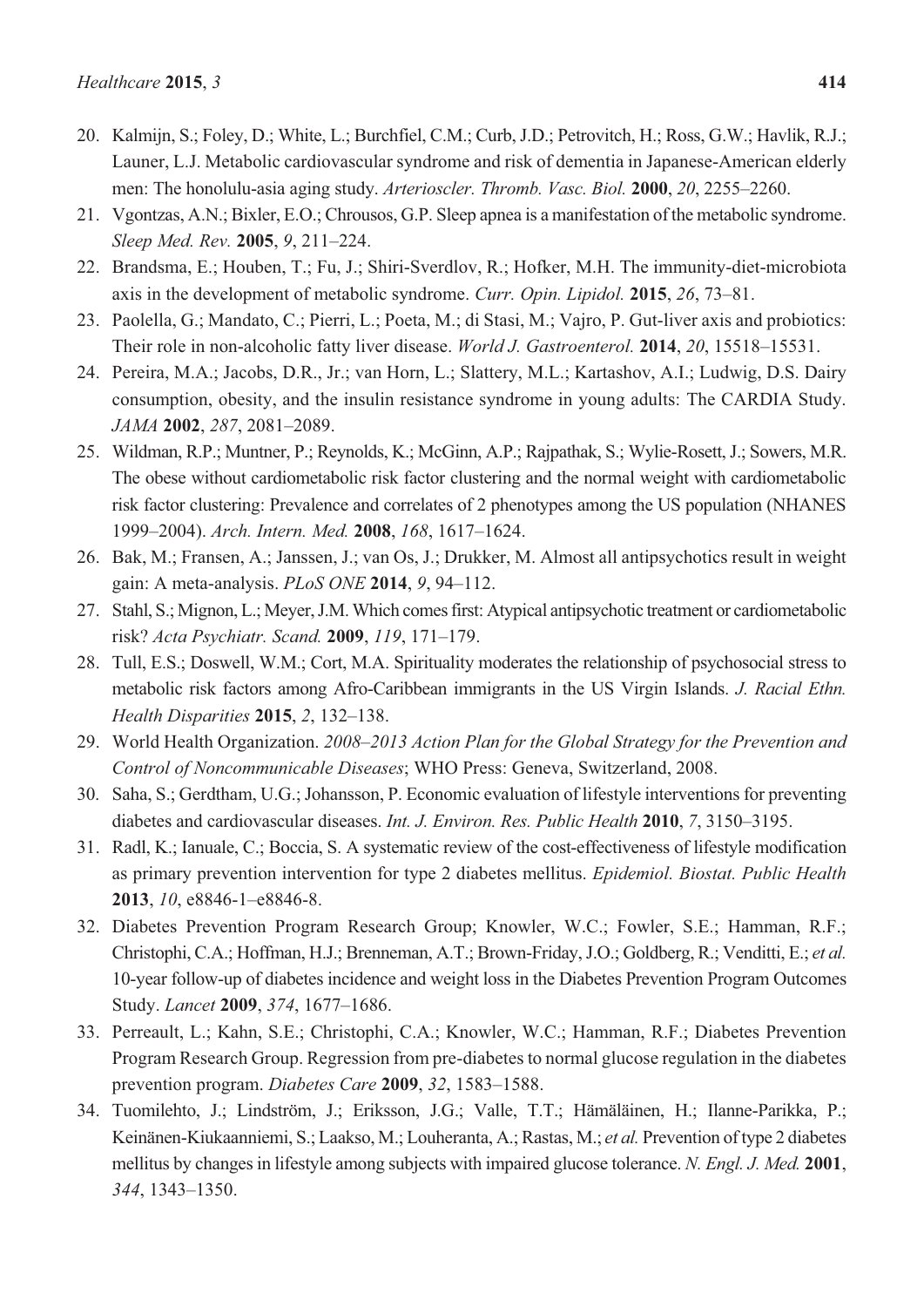20. Kalmijn, S.; Foley, D.; White, L.; Burchfiel, C.M.; Curb, J.D.; Petrovitch, H.; Ross, G.W.; Havlik, R.J.; Launer, L.J. Metabolic cardiovascular syndrome and risk of dementia in Japanese-American elderly men: The honolulu-asia aging study. *Arterioscler. Thromb. Vasc. Biol.* **2000**, *20*, 2255–2260.
21. Vgontzas, A.N.; Bixler, E.O.; Chrousos, G.P. Sleep apnea is a manifestation of the metabolic syndrome. *Sleep Med. Rev.* **2005**, *9*, 211–224.
22. Brandsma, E.; Houben, T.; Fu, J.; Shiri-Sverdlov, R.; Hofker, M.H. The immunity-diet-microbiota axis in the development of metabolic syndrome. *Curr. Opin. Lipidol.* **2015**, *26*, 73–81.
23. Paolella, G.; Mandato, C.; Pierri, L.; Poeta, M.; di Stasi, M.; Vajro, P. Gut-liver axis and probiotics: Their role in non-alcoholic fatty liver disease. *World J. Gastroenterol.* **2014**, *20*, 15518–15531.
24. Pereira, M.A.; Jacobs, D.R., Jr.; van Horn, L.; Slattery, M.L.; Kartashov, A.I.; Ludwig, D.S. Dairy consumption, obesity, and the insulin resistance syndrome in young adults: The CARDIA Study. *JAMA* **2002**, *287*, 2081–2089.
25. Wildman, R.P.; Muntner, P.; Reynolds, K.; McGinn, A.P.; Rajpathak, S.; Wylie-Rosett, J.; Sowers, M.R. The obese without cardiometabolic risk factor clustering and the normal weight with cardiometabolic risk factor clustering: Prevalence and correlates of 2 phenotypes among the US population (NHANES 1999–2004). *Arch. Intern. Med.* **2008**, *168*, 1617–1624.
26. Bak, M.; Fransen, A.; Janssen, J.; van Os, J.; Drukker, M. Almost all antipsychotics result in weight gain: A meta-analysis. *PLoS ONE* **2014**, *9*, 94–112.
27. Stahl, S.; Mignon, L.; Meyer, J.M. Which comes first: Atypical antipsychotic treatment or cardiometabolic risk? *Acta Psychiatr. Scand.* **2009**, *119*, 171–179.
28. Tull, E.S.; Doswell, W.M.; Cort, M.A. Spirituality moderates the relationship of psychosocial stress to metabolic risk factors among Afro-Caribbean immigrants in the US Virgin Islands. *J. Racial Ethn. Health Disparities* **2015**, *2*, 132–138.
29. World Health Organization. *2008–2013 Action Plan for the Global Strategy for the Prevention and Control of Noncommunicable Diseases*; WHO Press: Geneva, Switzerland, 2008.
30. Saha, S.; Gerdtham, U.G.; Johansson, P. Economic evaluation of lifestyle interventions for preventing diabetes and cardiovascular diseases. *Int. J. Environ. Res. Public Health* **2010**, *7*, 3150–3195.
31. Radl, K.; Ianuale, C.; Boccia, S. A systematic review of the cost-effectiveness of lifestyle modification as primary prevention intervention for type 2 diabetes mellitus. *Epidemiol. Biostat. Public Health* **2013**, *10*, e8846-1–e8846-8.
32. Diabetes Prevention Program Research Group; Knowler, W.C.; Fowler, S.E.; Hamman, R.F.; Christophi, C.A.; Hoffman, H.J.; Brenneman, A.T.; Brown-Friday, J.O.; Goldberg, R.; Venditti, E.; *et al.* 10-year follow-up of diabetes incidence and weight loss in the Diabetes Prevention Program Outcomes Study. *Lancet* **2009**, *374*, 1677–1686.
33. Perreault, L.; Kahn, S.E.; Christophi, C.A.; Knowler, W.C.; Hamman, R.F.; Diabetes Prevention Program Research Group. Regression from pre-diabetes to normal glucose regulation in the diabetes prevention program. *Diabetes Care* **2009**, *32*, 1583–1588.
34. Tuomilehto, J.; Lindström, J.; Eriksson, J.G.; Valle, T.T.; Hämäläinen, H.; Ilanne-Parikka, P.; Keinänen-Kiukaanniemi, S.; Laakso, M.; Louheranta, A.; Rastas, M.; *et al.* Prevention of type 2 diabetes mellitus by changes in lifestyle among subjects with impaired glucose tolerance. *N. Engl. J. Med.* **2001**, *344*, 1343–1350.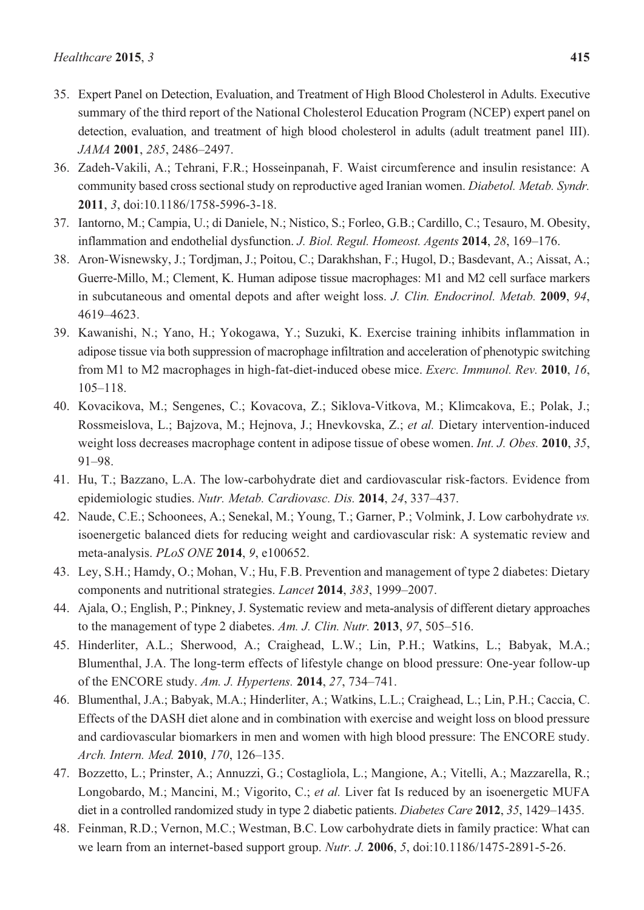35. Expert Panel on Detection, Evaluation, and Treatment of High Blood Cholesterol in Adults. Executive summary of the third report of the National Cholesterol Education Program (NCEP) expert panel on detection, evaluation, and treatment of high blood cholesterol in adults (adult treatment panel III). *JAMA* **2001**, *285*, 2486–2497.
36. Zadeh-Vakili, A.; Tehrani, F.R.; Hosseinpanah, F. Waist circumference and insulin resistance: A community based cross sectional study on reproductive aged Iranian women. *Diabetol. Metab. Syndr.* **2011**, *3*, doi:10.1186/1758-5996-3-18.
37. Iantorno, M.; Campia, U.; di Daniele, N.; Nistico, S.; Forleo, G.B.; Cardillo, C.; Tesauro, M. Obesity, inflammation and endothelial dysfunction. *J. Biol. Regul. Homeost. Agents* **2014**, *28*, 169–176.
38. Aron-Wisnewsky, J.; Tordjman, J.; Poitou, C.; Darakhshan, F.; Hugol, D.; Basdevant, A.; Aissat, A.; Guerre-Millo, M.; Clement, K. Human adipose tissue macrophages: M1 and M2 cell surface markers in subcutaneous and omental depots and after weight loss. *J. Clin. Endocrinol. Metab.* **2009**, *94*, 4619–4623.
39. Kawanishi, N.; Yano, H.; Yokogawa, Y.; Suzuki, K. Exercise training inhibits inflammation in adipose tissue via both suppression of macrophage infiltration and acceleration of phenotypic switching from M1 to M2 macrophages in high-fat-diet-induced obese mice. *Exerc. Immunol. Rev.* **2010**, *16*, 105–118.
40. Kovacikova, M.; Sengenes, C.; Kovacova, Z.; Siklova-Vitkova, M.; Klimcakova, E.; Polak, J.; Rossmeislova, L.; Bajzova, M.; Hejnova, J.; Hnevkovska, Z.; *et al.* Dietary intervention-induced weight loss decreases macrophage content in adipose tissue of obese women. *Int. J. Obes.* **2010**, *35*, 91–98.
41. Hu, T.; Bazzano, L.A. The low-carbohydrate diet and cardiovascular risk-factors. Evidence from epidemiologic studies. *Nutr. Metab. Cardiovasc. Dis.* **2014**, *24*, 337–437.
42. Naude, C.E.; Schoonees, A.; Senekal, M.; Young, T.; Garner, P.; Volmink, J. Low carbohydrate *vs.* isoenergetic balanced diets for reducing weight and cardiovascular risk: A systematic review and meta-analysis. *PLoS ONE* **2014**, *9*, e100652.
43. Ley, S.H.; Hamdy, O.; Mohan, V.; Hu, F.B. Prevention and management of type 2 diabetes: Dietary components and nutritional strategies. *Lancet* **2014**, *383*, 1999–2007.
44. Ajala, O.; English, P.; Pinkney, J. Systematic review and meta-analysis of different dietary approaches to the management of type 2 diabetes. *Am. J. Clin. Nutr.* **2013**, *97*, 505–516.
45. Hinderliter, A.L.; Sherwood, A.; Craighead, L.W.; Lin, P.H.; Watkins, L.; Babyak, M.A.; Blumenthal, J.A. The long-term effects of lifestyle change on blood pressure: One-year follow-up of the ENCORE study. *Am. J. Hypertens.* **2014**, *27*, 734–741.
46. Blumenthal, J.A.; Babyak, M.A.; Hinderliter, A.; Watkins, L.L.; Craighead, L.; Lin, P.H.; Caccia, C. Effects of the DASH diet alone and in combination with exercise and weight loss on blood pressure and cardiovascular biomarkers in men and women with high blood pressure: The ENCORE study. *Arch. Intern. Med.* **2010**, *170*, 126–135.
47. Bozzetto, L.; Prinster, A.; Annuzzi, G.; Costagliola, L.; Mangione, A.; Vitelli, A.; Mazzarella, R.; Longobardo, M.; Mancini, M.; Vigorito, C.; *et al.* Liver fat Is reduced by an isoenergetic MUFA diet in a controlled randomized study in type 2 diabetic patients. *Diabetes Care* **2012**, *35*, 1429–1435.
48. Feinman, R.D.; Vernon, M.C.; Westman, B.C. Low carbohydrate diets in family practice: What can we learn from an internet-based support group. *Nutr. J.* **2006**, *5*, doi:10.1186/1475-2891-5-26.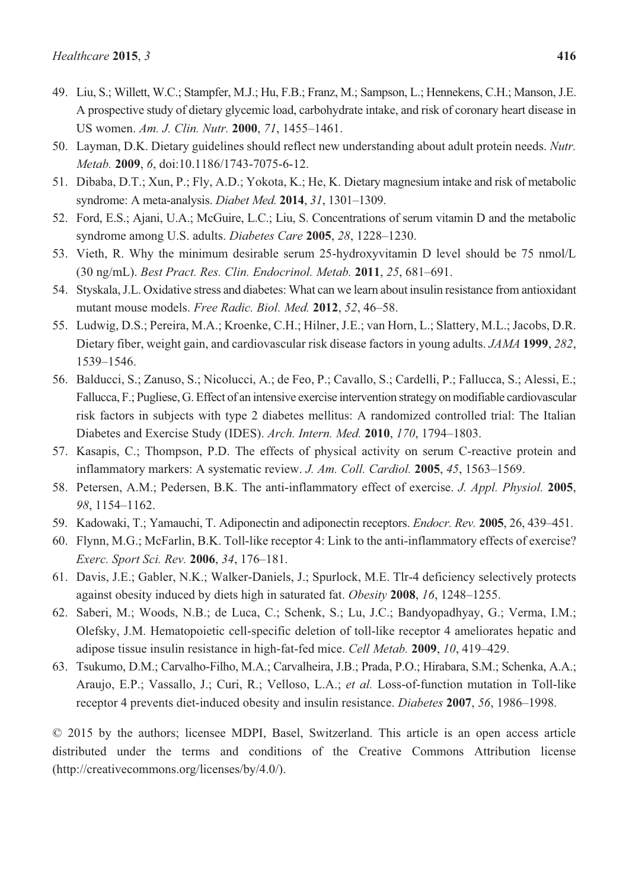49. Liu, S.; Willett, W.C.; Stampfer, M.J.; Hu, F.B.; Franz, M.; Sampson, L.; Hennekens, C.H.; Manson, J.E. A prospective study of dietary glycemic load, carbohydrate intake, and risk of coronary heart disease in US women. *Am. J. Clin. Nutr.* **2000**, *71*, 1455–1461.
50. Layman, D.K. Dietary guidelines should reflect new understanding about adult protein needs. *Nutr. Metab.* **2009**, *6*, doi:10.1186/1743-7075-6-12.
51. Dibaba, D.T.; Xun, P.; Fly, A.D.; Yokota, K.; He, K. Dietary magnesium intake and risk of metabolic syndrome: A meta-analysis. *Diabet Med.* **2014**, *31*, 1301–1309.
52. Ford, E.S.; Ajani, U.A.; McGuire, L.C.; Liu, S. Concentrations of serum vitamin D and the metabolic syndrome among U.S. adults. *Diabetes Care* **2005**, *28*, 1228–1230.
53. Vieth, R. Why the minimum desirable serum 25-hydroxyvitamin D level should be 75 nmol/L (30 ng/mL). *Best Pract. Res. Clin. Endocrinol. Metab.* **2011**, *25*, 681–691.
54. Styskala, J.L. Oxidative stress and diabetes: What can we learn about insulin resistance from antioxidant mutant mouse models. *Free Radic. Biol. Med.* **2012**, *52*, 46–58.
55. Ludwig, D.S.; Pereira, M.A.; Kroenke, C.H.; Hilner, J.E.; van Horn, L.; Slattery, M.L.; Jacobs, D.R. Dietary fiber, weight gain, and cardiovascular risk disease factors in young adults. *JAMA* **1999**, *282*, 1539–1546.
56. Balducci, S.; Zanuso, S.; Nicolucci, A.; de Feo, P.; Cavallo, S.; Cardelli, P.; Fallucca, S.; Alessi, E.; Fallucca, F.; Pugliese, G. Effect of an intensive exercise intervention strategy on modifiable cardiovascular risk factors in subjects with type 2 diabetes mellitus: A randomized controlled trial: The Italian Diabetes and Exercise Study (IDES). *Arch. Intern. Med.* **2010**, *170*, 1794–1803.
57. Kasapis, C.; Thompson, P.D. The effects of physical activity on serum C-reactive protein and inflammatory markers: A systematic review. *J. Am. Coll. Cardiol.* **2005**, *45*, 1563–1569.
58. Petersen, A.M.; Pedersen, B.K. The anti-inflammatory effect of exercise. *J. Appl. Physiol.* **2005**, *98*, 1154–1162.
59. Kadowaki, T.; Yamauchi, T. Adiponectin and adiponectin receptors. *Endocr. Rev.* **2005**, 26, 439–451.
60. Flynn, M.G.; McFarlin, B.K. Toll-like receptor 4: Link to the anti-inflammatory effects of exercise? *Exerc. Sport Sci. Rev.* **2006**, *34*, 176–181.
61. Davis, J.E.; Gabler, N.K.; Walker-Daniels, J.; Spurlock, M.E. Tlr-4 deficiency selectively protects against obesity induced by diets high in saturated fat. *Obesity* **2008**, *16*, 1248–1255.
62. Saberi, M.; Woods, N.B.; de Luca, C.; Schenk, S.; Lu, J.C.; Bandyopadhyay, G.; Verma, I.M.; Olefsky, J.M. Hematopoietic cell-specific deletion of toll-like receptor 4 ameliorates hepatic and adipose tissue insulin resistance in high-fat-fed mice. *Cell Metab.* **2009**, *10*, 419–429.
63. Tsukumo, D.M.; Carvalho-Filho, M.A.; Carvalheira, J.B.; Prada, P.O.; Hirabara, S.M.; Schenka, A.A.; Araujo, E.P.; Vassallo, J.; Curi, R.; Velloso, L.A.; *et al.* Loss-of-function mutation in Toll-like receptor 4 prevents diet-induced obesity and insulin resistance. *Diabetes* **2007**, *56*, 1986–1998.

© 2015 by the authors; licensee MDPI, Basel, Switzerland. This article is an open access article distributed under the terms and conditions of the Creative Commons Attribution license (http://creativecommons.org/licenses/by/4.0/).